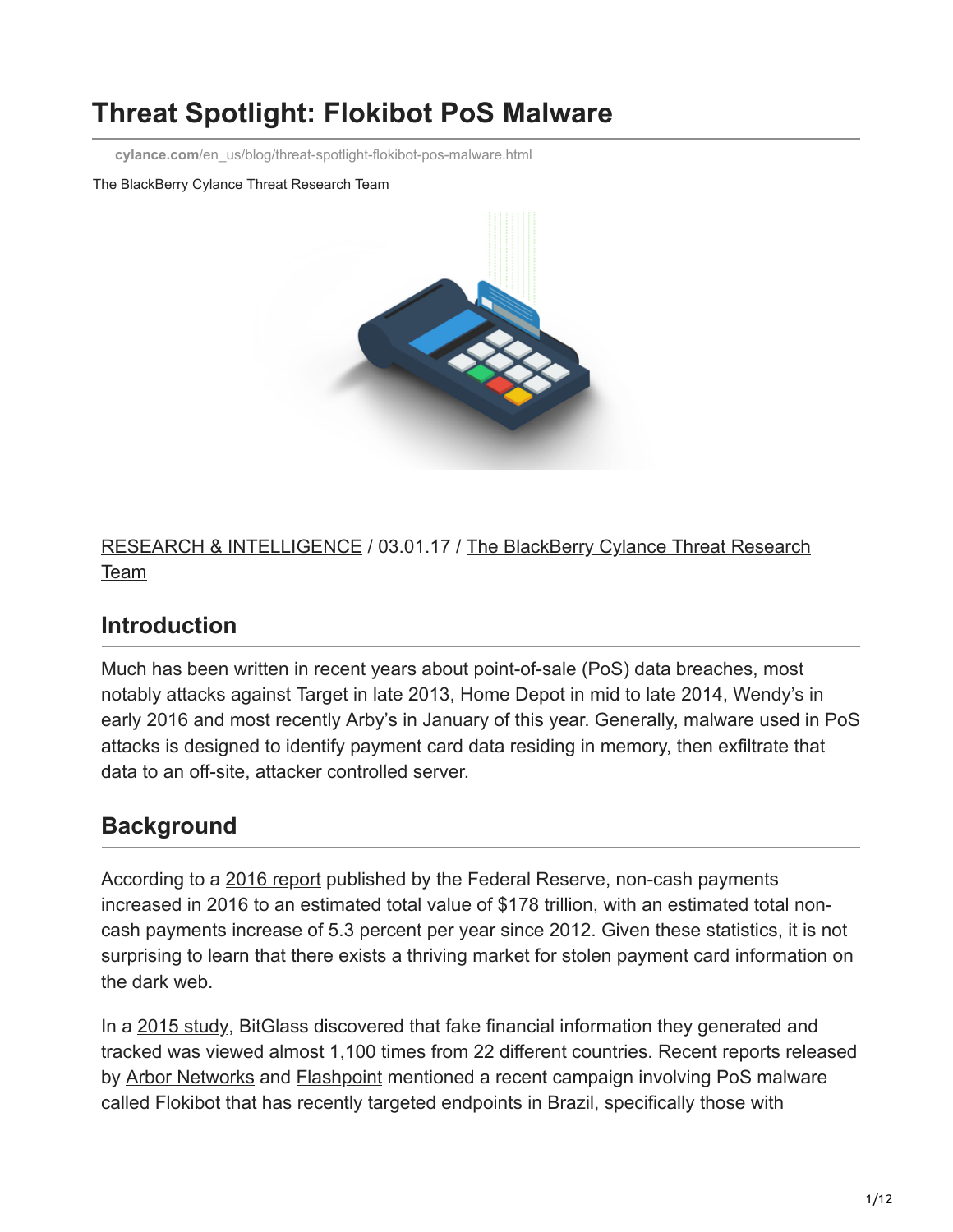# Threat Spotlight: Flokibot PoS Malware

cylance.com/en_us/blog/threat-spotlight-flokibot-pos-malware.html

The BlackBerry Cylance Threat Research Team

RESEARCH & INTELLIGENCE / 03.01.17 / The BlackBerry Cylance Threat Research Team

## Introduction

Much has been written in recent years about point-of-sale (PoS) data breaches, most notably attacks against Target in late 2013, Home Depot in mid to late 2014, Wendy's in early 2016 and most recently Arby's in January of this year. Generally, malware used in PoS attacks is designed to identify payment card data residing in memory, then exfiltrate that data to an off-site, attacker controlled server.

## Background

According to a 2016 report published by the Federal Reserve, non-cash payments increased in 2016 to an estimated total value of $178 trillion, with an estimated total non-cash payments increase of 5.3 percent per year since 2012. Given these statistics, it is not surprising to learn that there exists a thriving market for stolen payment card information on the dark web.

In a 2015 study, BitGlass discovered that fake financial information they generated and tracked was viewed almost 1,100 times from 22 different countries. Recent reports released by Arbor Networks and Flashpoint mentioned a recent campaign involving PoS malware called Flokibot that has recently targeted endpoints in Brazil, specifically those with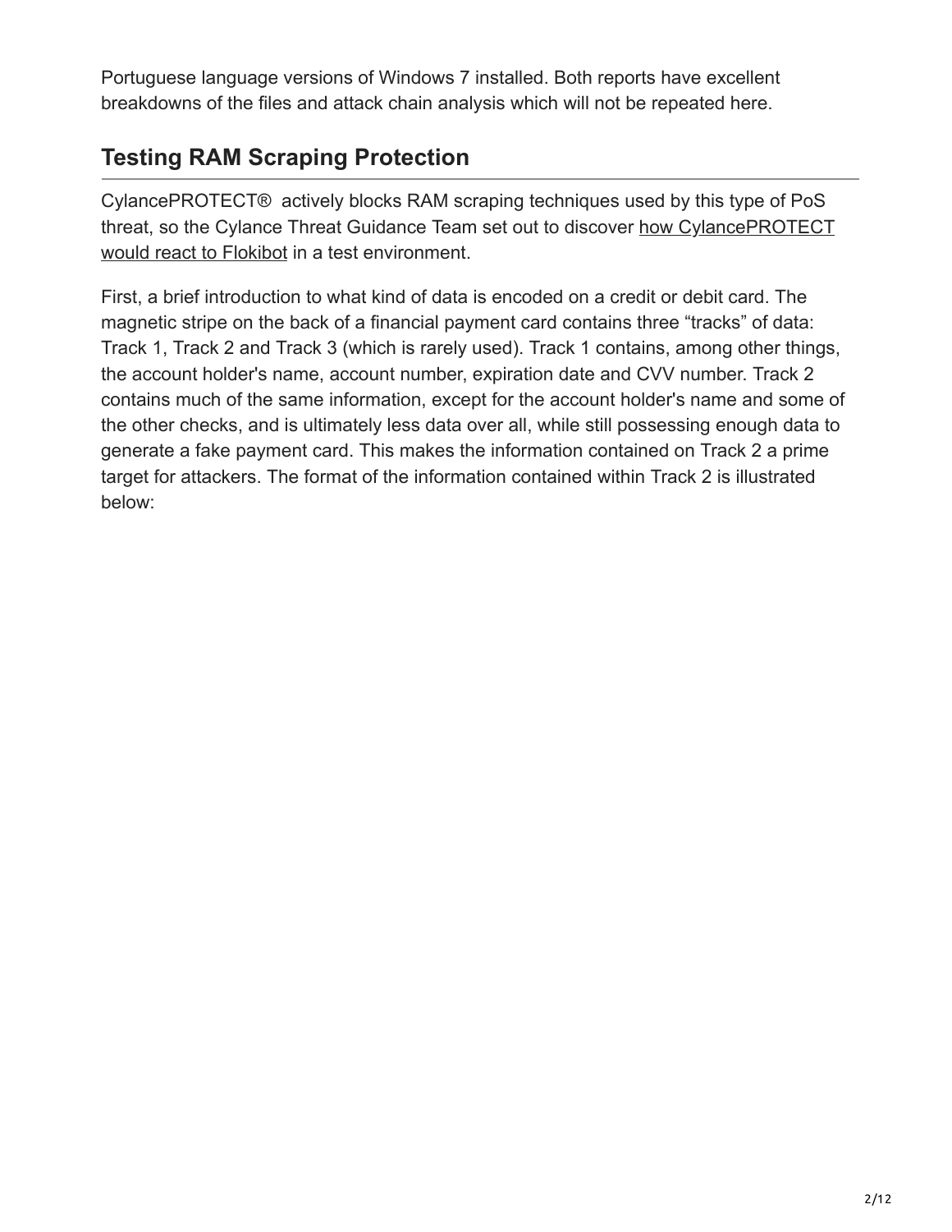Portuguese language versions of Windows 7 installed. Both reports have excellent breakdowns of the files and attack chain analysis which will not be repeated here.

## Testing RAM Scraping Protection

CylancePROTECT® actively blocks RAM scraping techniques used by this type of PoS threat, so the Cylance Threat Guidance Team set out to discover how CylancePROTECT would react to Flokibot in a test environment.

First, a brief introduction to what kind of data is encoded on a credit or debit card. The magnetic stripe on the back of a financial payment card contains three "tracks" of data: Track 1, Track 2 and Track 3 (which is rarely used). Track 1 contains, among other things, the account holder's name, account number, expiration date and CVV number. Track 2 contains much of the same information, except for the account holder's name and some of the other checks, and is ultimately less data over all, while still possessing enough data to generate a fake payment card. This makes the information contained on Track 2 a prime target for attackers. The format of the information contained within Track 2 is illustrated below: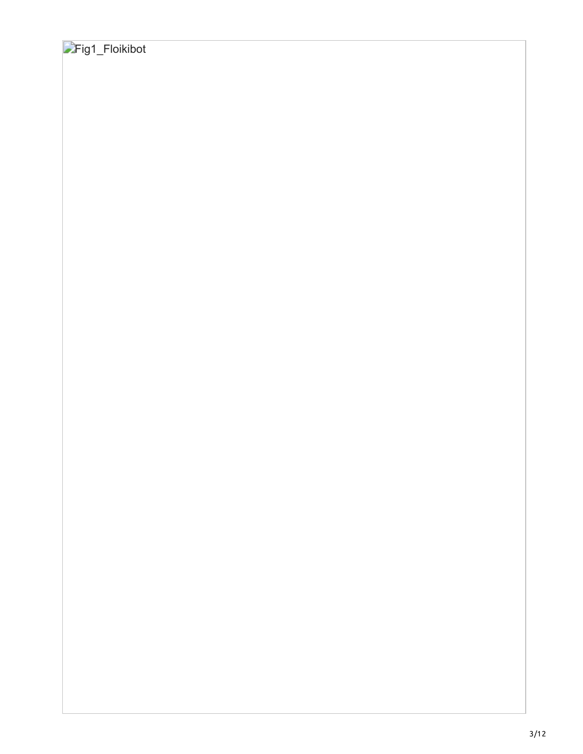Fig1_Floikibot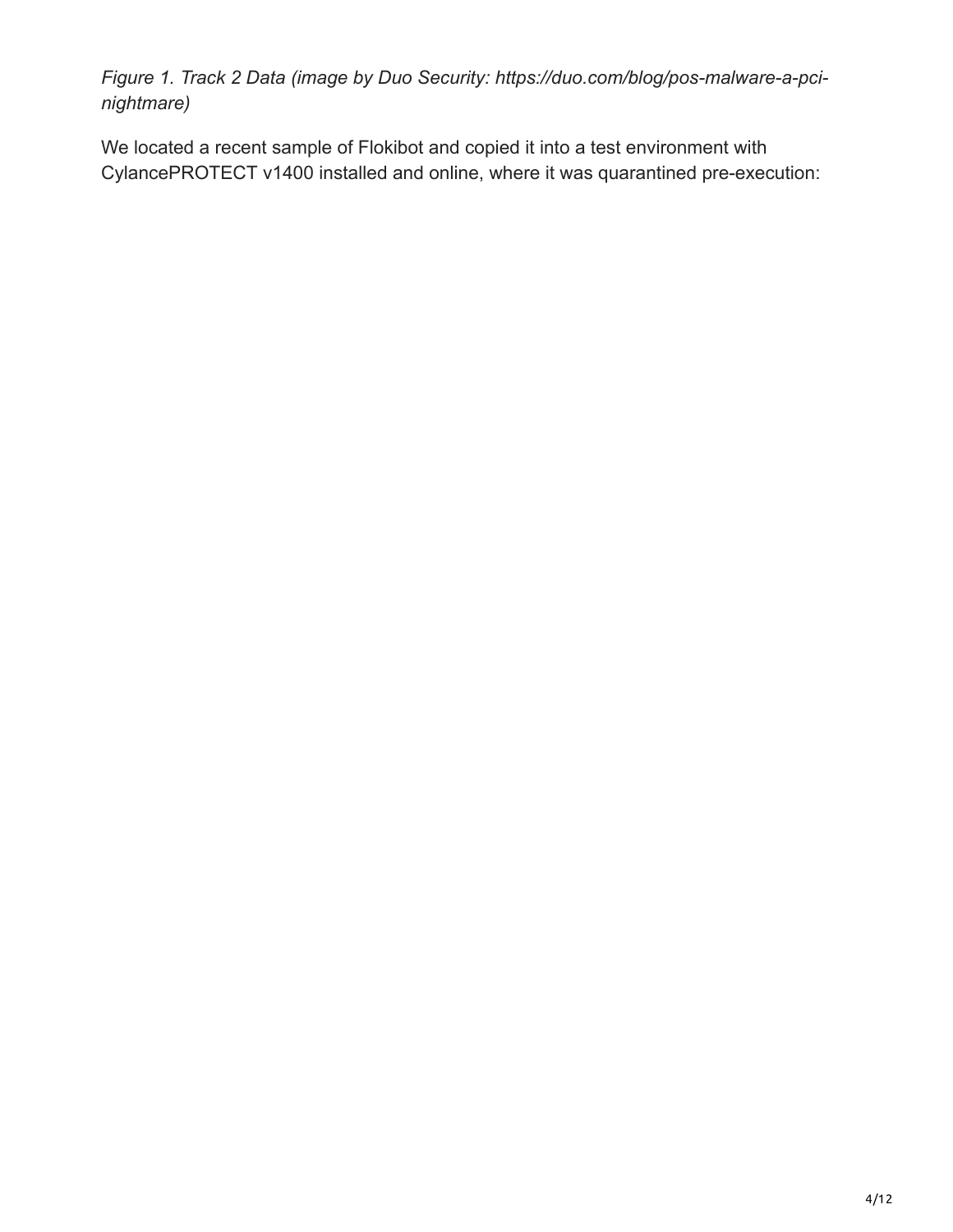*Figure 1. Track 2 Data (image by Duo Security: https://duo.com/blog/pos-malware-a-pci-nightmare)*

We located a recent sample of Flokibot and copied it into a test environment with CylancePROTECT v1400 installed and online, where it was quarantined pre-execution: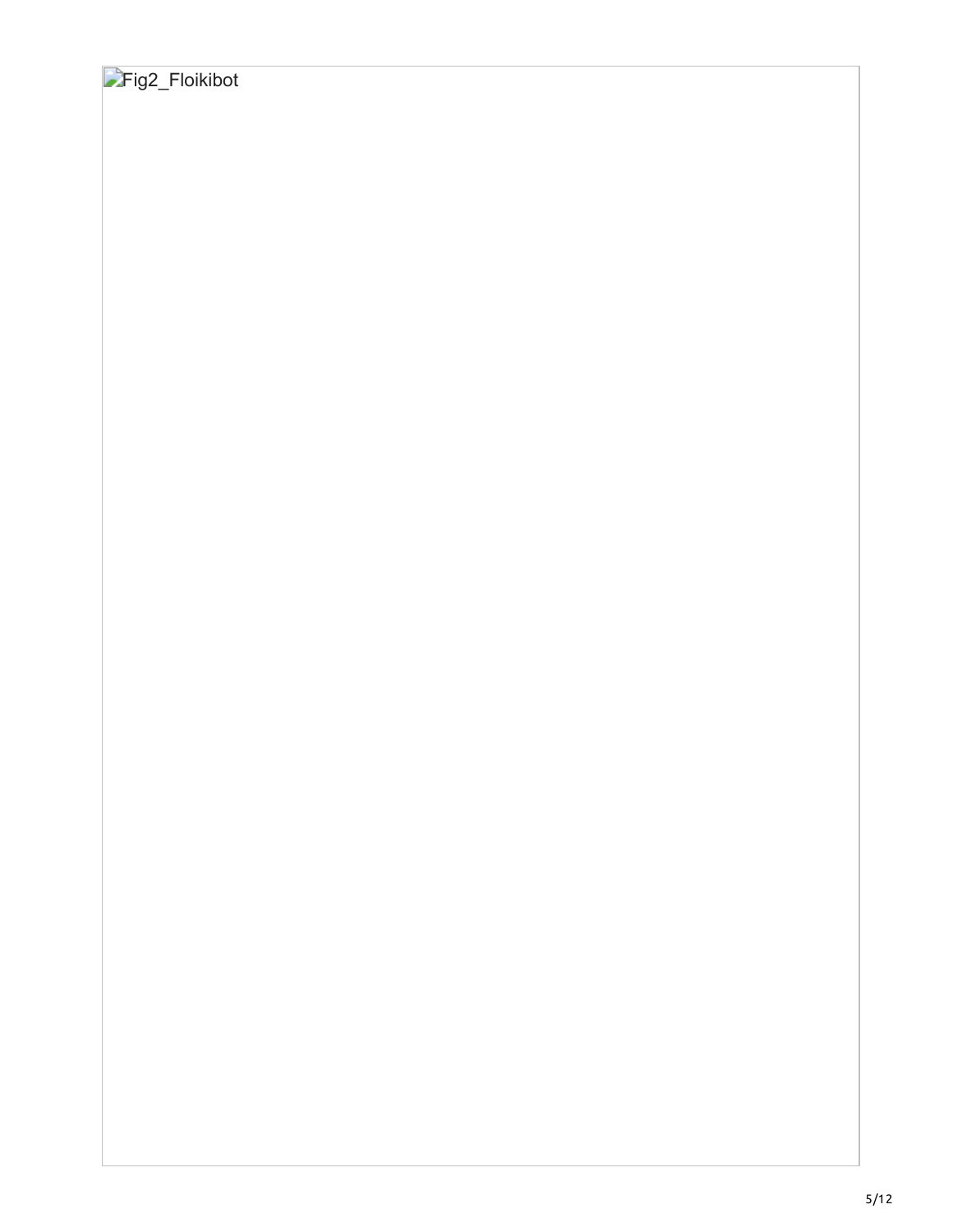Fig2_Floikibot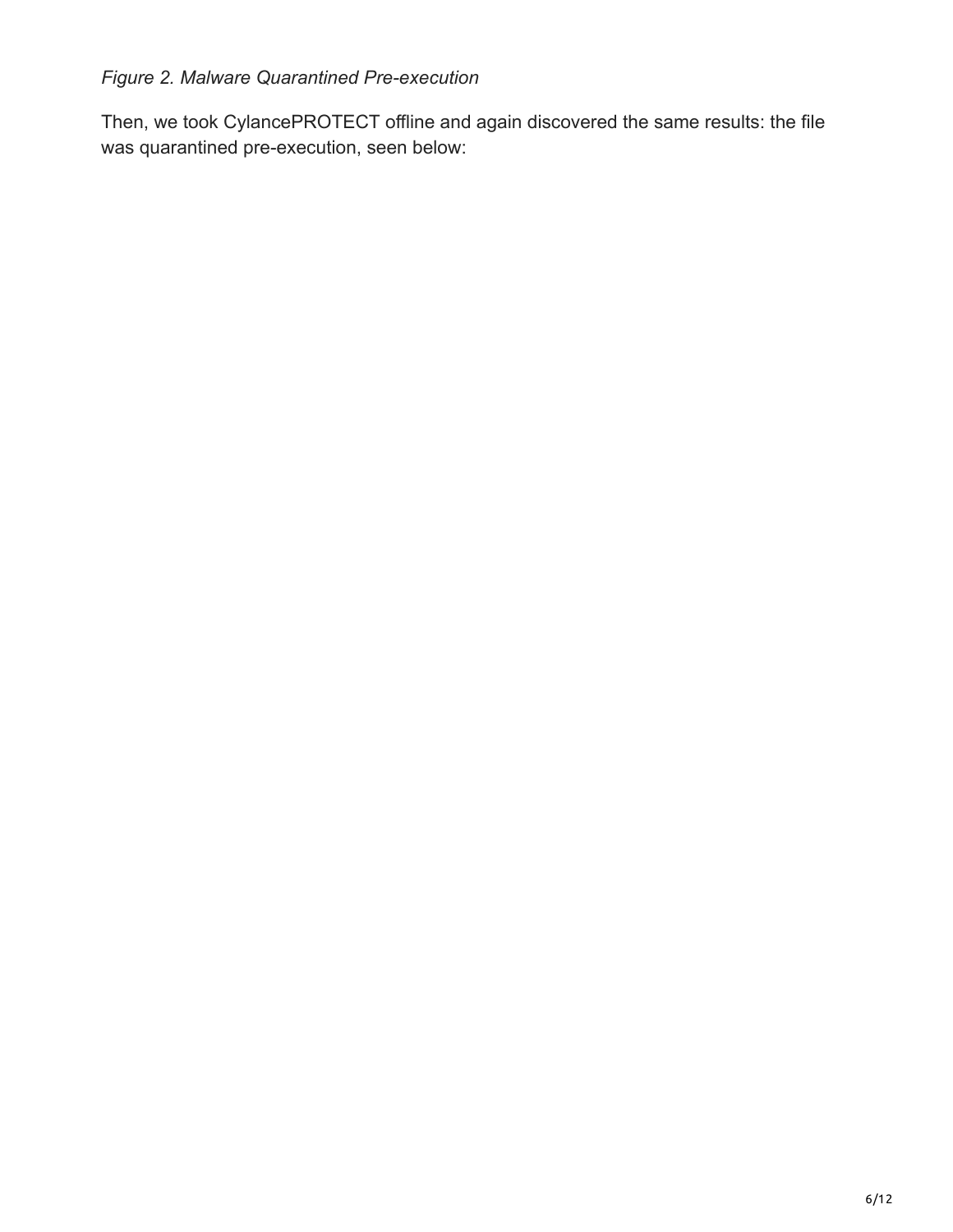*Figure 2. Malware Quarantined Pre-execution*

Then, we took CylancePROTECT offline and again discovered the same results: the file was quarantined pre-execution, seen below: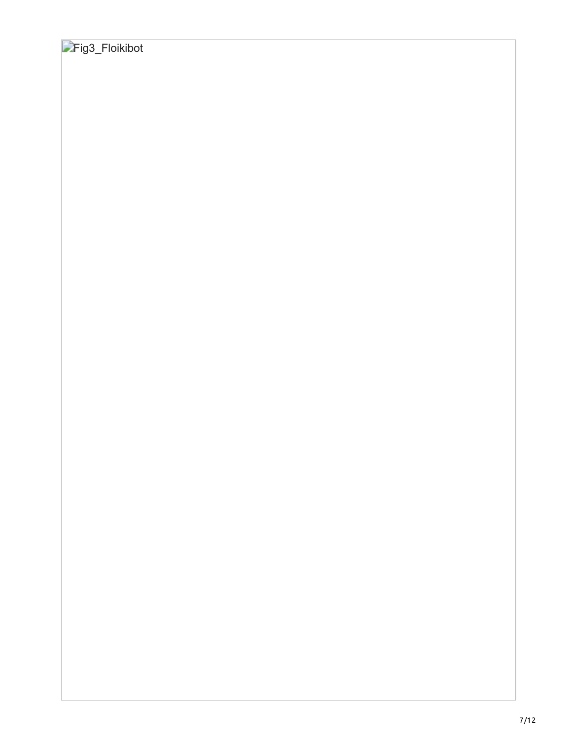Fig3_Floikibot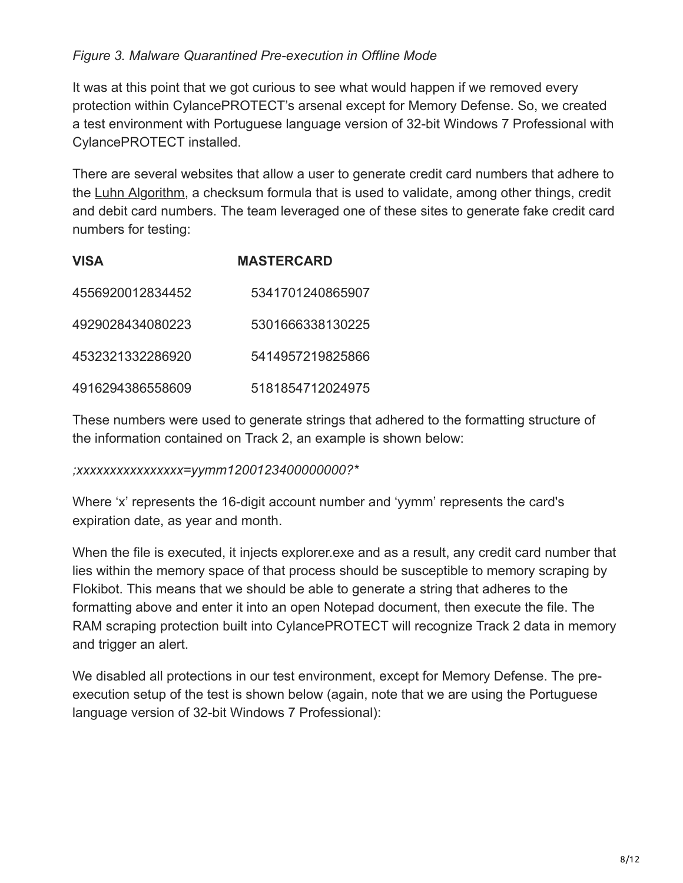*Figure 3. Malware Quarantined Pre-execution in Offline Mode*

It was at this point that we got curious to see what would happen if we removed every protection within CylancePROTECT's arsenal except for Memory Defense. So, we created a test environment with Portuguese language version of 32-bit Windows 7 Professional with CylancePROTECT installed.

There are several websites that allow a user to generate credit card numbers that adhere to the Luhn Algorithm, a checksum formula that is used to validate, among other things, credit and debit card numbers. The team leveraged one of these sites to generate fake credit card numbers for testing:

| **VISA** | **MASTERCARD** |
| --- | --- |
| 4556920012834452 | 5341701240865907 |
| 4929028434080223 | 5301666338130225 |
| 4532321332286920 | 5414957219825866 |
| 4916294386558609 | 5181854712024975 |

These numbers were used to generate strings that adhered to the formatting structure of the information contained on Track 2, an example is shown below:

*;xxxxxxxxxxxxxxxx=yymm1200123400000000?**

Where 'x' represents the 16-digit account number and 'yymm' represents the card's expiration date, as year and month.

When the file is executed, it injects explorer.exe and as a result, any credit card number that lies within the memory space of that process should be susceptible to memory scraping by Flokibot. This means that we should be able to generate a string that adheres to the formatting above and enter it into an open Notepad document, then execute the file. The RAM scraping protection built into CylancePROTECT will recognize Track 2 data in memory and trigger an alert.

We disabled all protections in our test environment, except for Memory Defense. The pre-execution setup of the test is shown below (again, note that we are using the Portuguese language version of 32-bit Windows 7 Professional):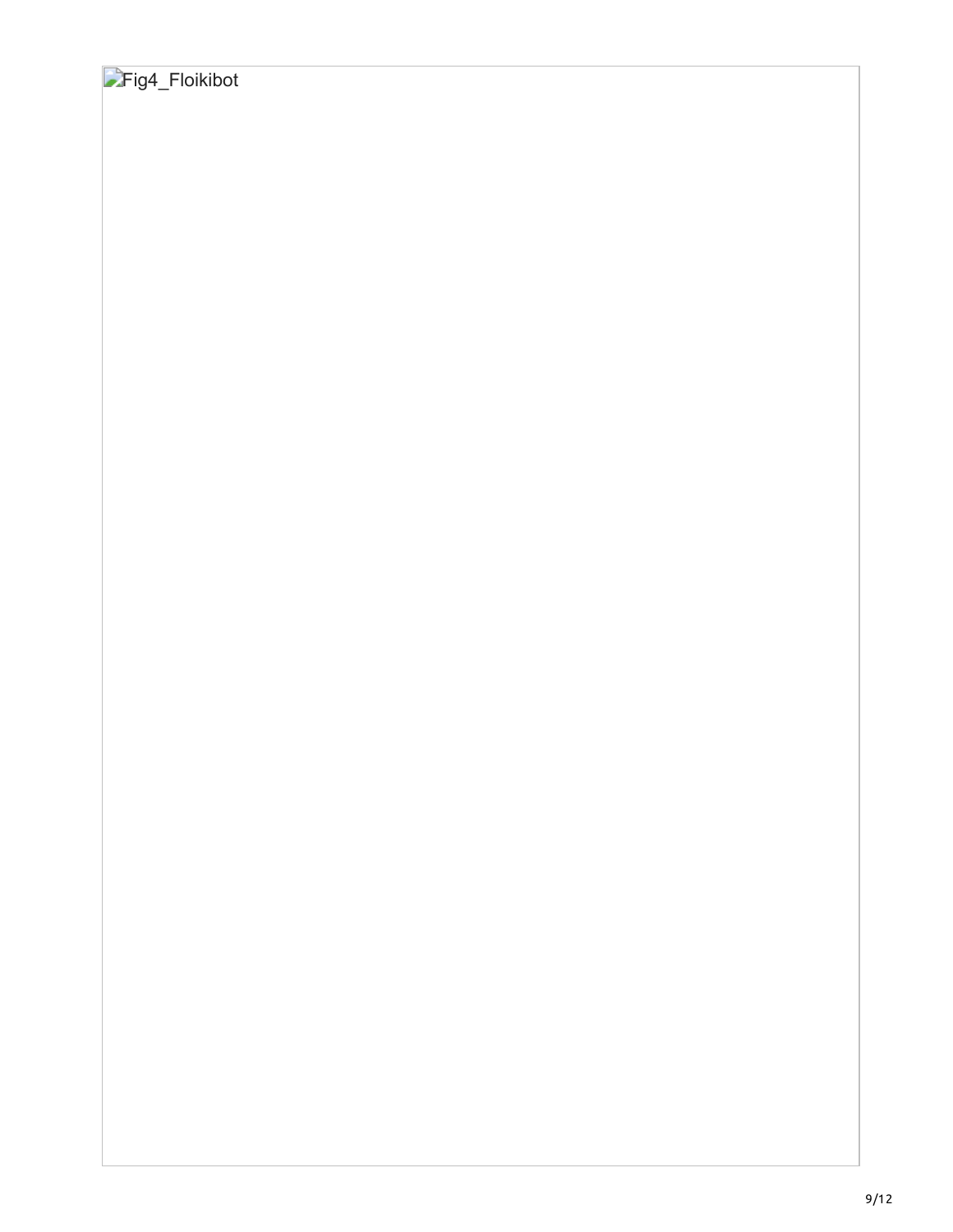Fig4_Floikibot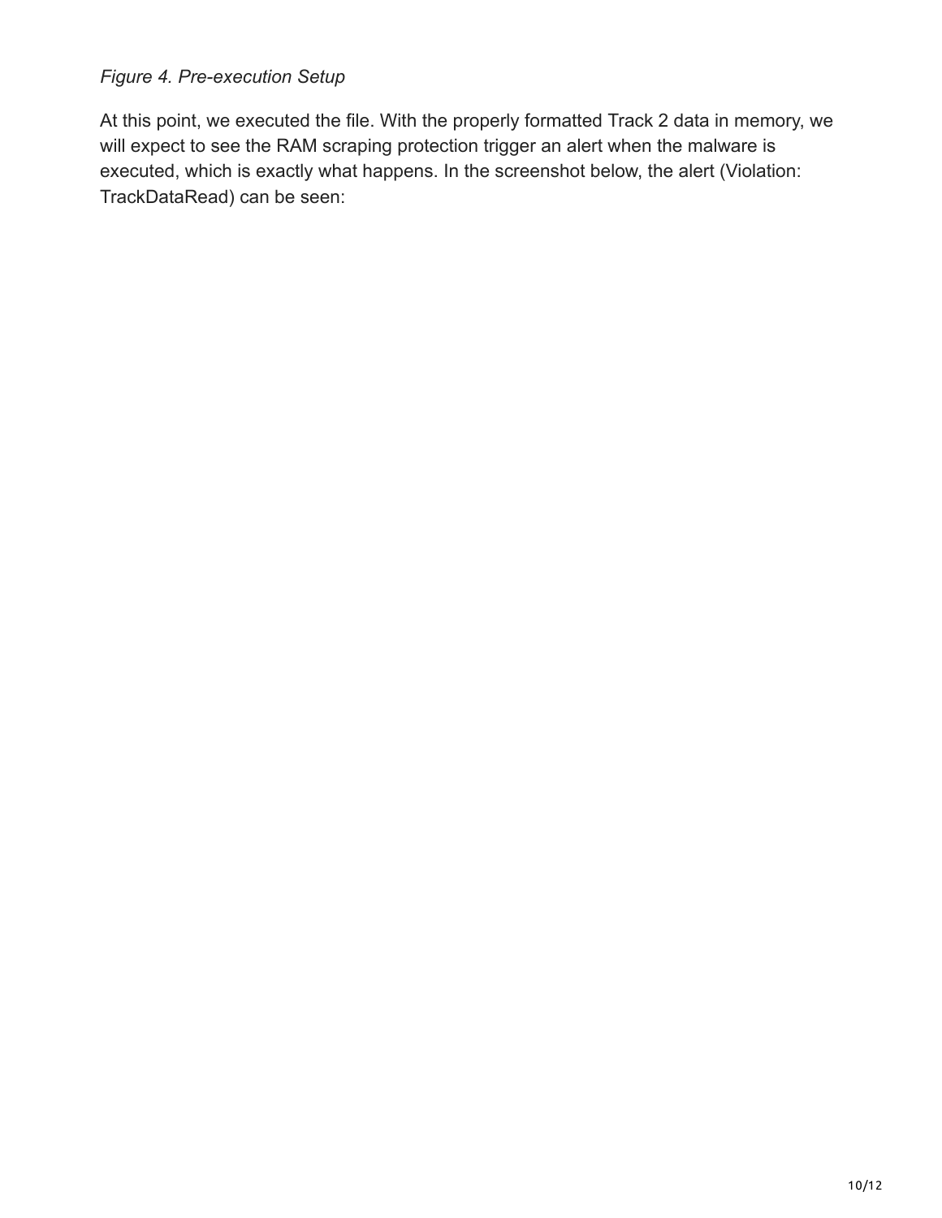*Figure 4. Pre-execution Setup*

At this point, we executed the file. With the properly formatted Track 2 data in memory, we will expect to see the RAM scraping protection trigger an alert when the malware is executed, which is exactly what happens. In the screenshot below, the alert (Violation: TrackDataRead) can be seen: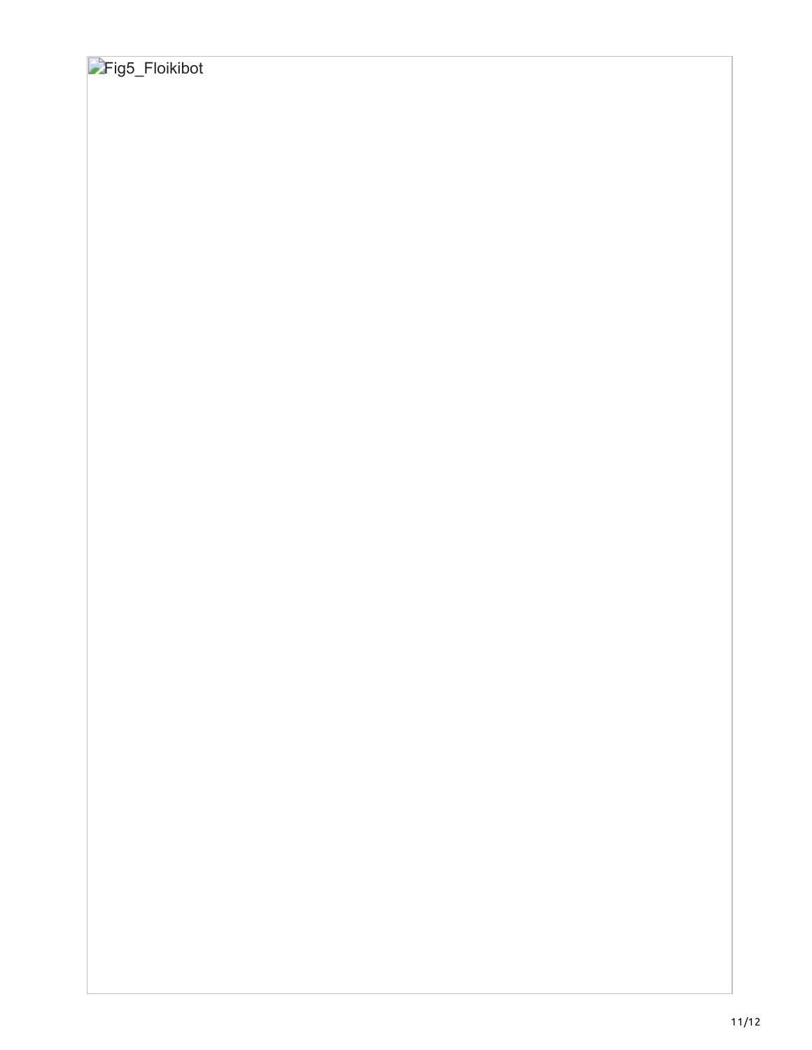Fig5_Floikibot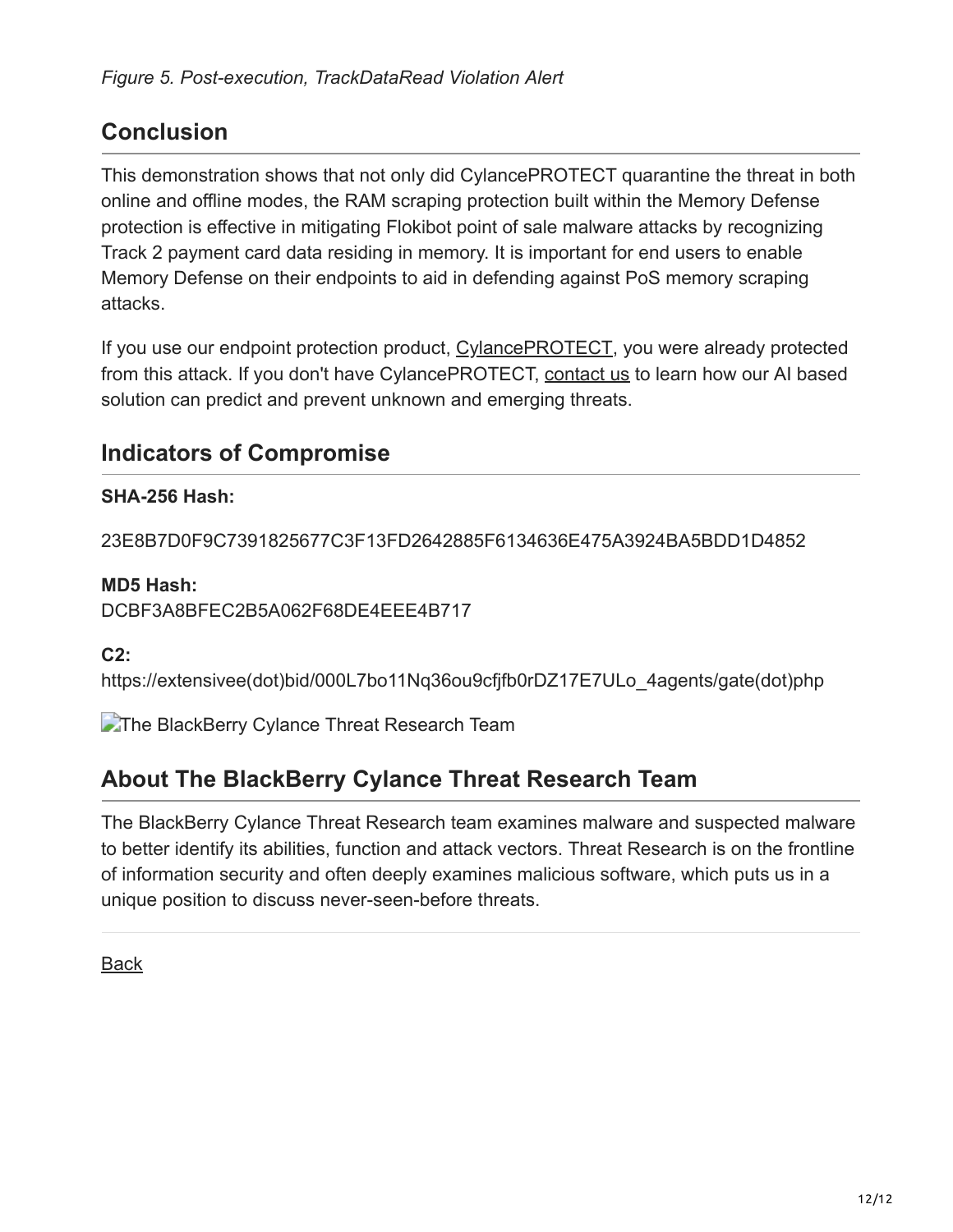*Figure 5. Post-execution, TrackDataRead Violation Alert*

## Conclusion

This demonstration shows that not only did CylancePROTECT quarantine the threat in both online and offline modes, the RAM scraping protection built within the Memory Defense protection is effective in mitigating Flokibot point of sale malware attacks by recognizing Track 2 payment card data residing in memory. It is important for end users to enable Memory Defense on their endpoints to aid in defending against PoS memory scraping attacks.

If you use our endpoint protection product, CylancePROTECT, you were already protected from this attack. If you don't have CylancePROTECT, contact us to learn how our AI based solution can predict and prevent unknown and emerging threats.

## Indicators of Compromise

**SHA-256 Hash:**

23E8B7D0F9C7391825677C3F13FD2642885F6134636E475A3924BA5BDD1D4852

**MD5 Hash:**
DCBF3A8BFEC2B5A062F68DE4EEE4B717

**C2:**
https://extensivee(dot)bid/000L7bo11Nq36ou9cfjfb0rDZ17E7ULo_4agents/gate(dot)php

The BlackBerry Cylance Threat Research Team

## About The BlackBerry Cylance Threat Research Team

The BlackBerry Cylance Threat Research team examines malware and suspected malware to better identify its abilities, function and attack vectors. Threat Research is on the frontline of information security and often deeply examines malicious software, which puts us in a unique position to discuss never-seen-before threats.

Back